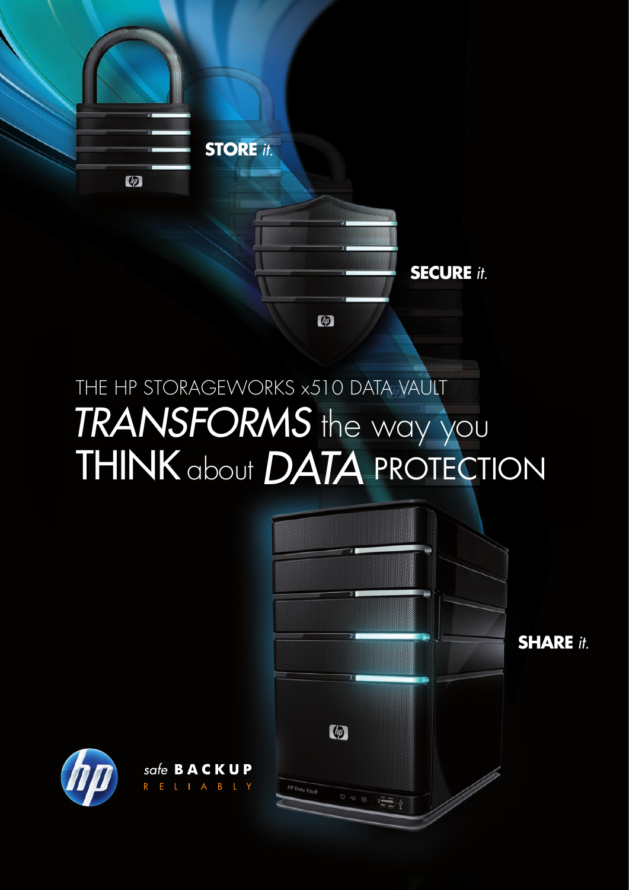**STORE** *it.*

**SECURE** *it.*

# THE HP STORAGEWORKS x510 DATA VAULT *TRANSFORMS* the way you THINK about *DATA* PROTECTION

**SHARE** *it.*

*safe* **BACKUP**
RELIABLY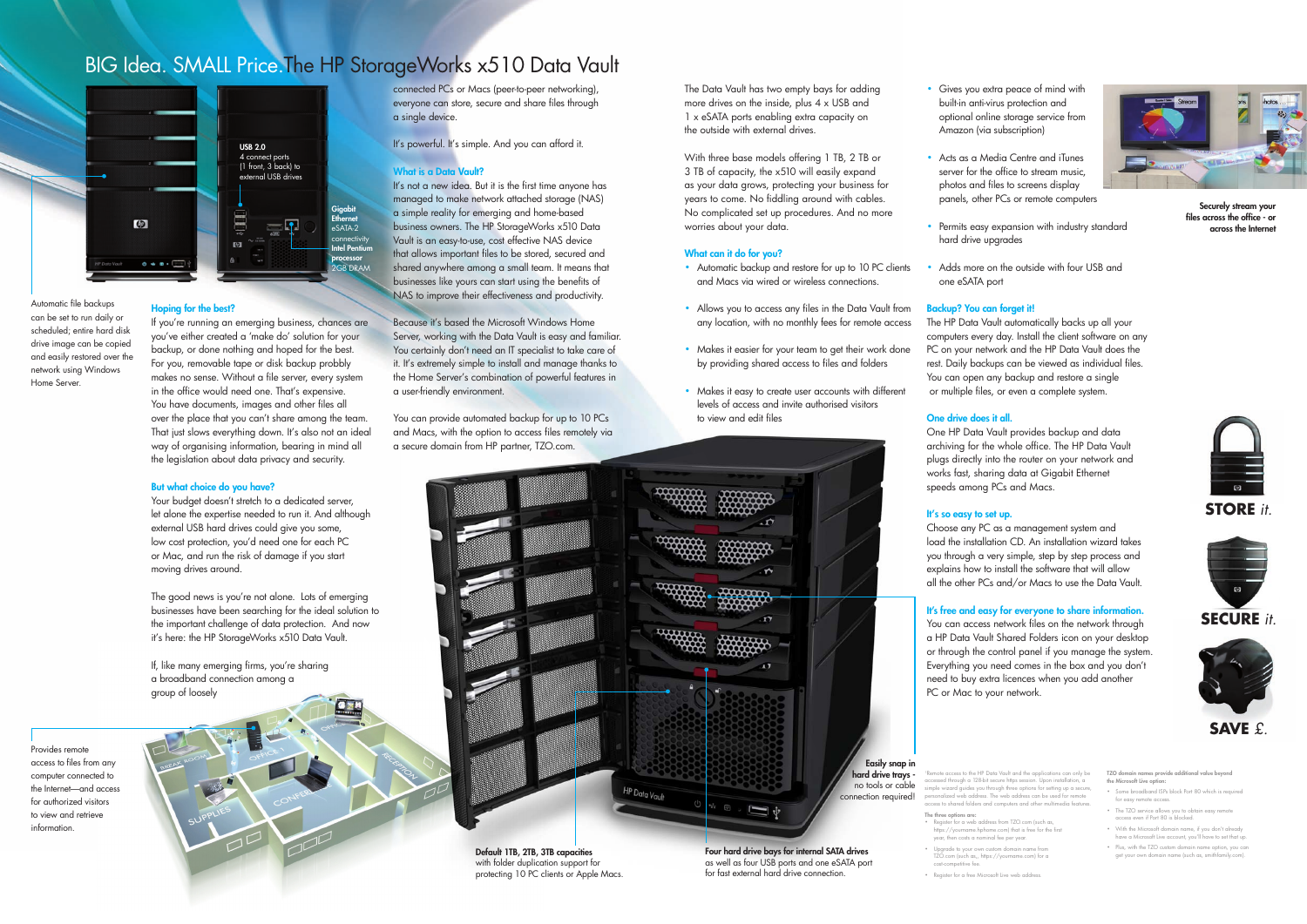# BIG Idea. SMALL Price. The HP StorageWorks x510 Data Vault

USB 2.0
4 connect ports (1 front, 3 back) to external USB drives

Gigabit Ethernet
eSATA-2 connectivity
Intel Pentium processor
2GB DRAM

Automatic file backups can be set to run daily or scheduled; entire hard disk drive image can be copied and easily restored over the network using Windows Home Server.

### Hoping for the best?

If you're running an emerging business, chances are you've either created a 'make do' solution for your backup, or done nothing and hoped for the best. For you, removable tape or disk backup probably makes no sense. Without a file server, every system in the office would need one. That's expensive. You have documents, images and other files all over the place that you can't share among the team. That just slows everything down. It's also not an ideal way of organising information, bearing in mind all the legislation about data privacy and security.

### But what choice do you have?

Your budget doesn't stretch to a dedicated server, let alone the expertise needed to run it. And although external USB hard drives could give you some, low cost protection, you'd need one for each PC or Mac, and run the risk of damage if you start moving drives around.

The good news is you're not alone. Lots of emerging businesses have been searching for the ideal solution to the important challenge of data protection. And now it's here: the HP StorageWorks x510 Data Vault.

If, like many emerging firms, you're sharing a broadband connection among a group of loosely connected PCs or Macs (peer-to-peer networking), everyone can store, secure and share files through a single device.

It's powerful. It's simple. And you can afford it.

### What is a Data Vault?

It's not a new idea. But it is the first time anyone has managed to make network attached storage (NAS) a simple reality for emerging and home-based business owners. The HP StorageWorks x510 Data Vault is an easy-to-use, cost effective NAS device that allows important files to be stored, secured and shared anywhere among a small team. It means that businesses like yours can start using the benefits of NAS to improve their effectiveness and productivity.

Because it's based the Microsoft Windows Home Server, working with the Data Vault is easy and familiar. You certainly don't need an IT specialist to take care of it. It's extremely simple to install and manage thanks to the Home Server's combination of powerful features in a user-friendly environment.

You can provide automated backup for up to 10 PCs and Macs, with the option to access files remotely via a secure domain from HP partner, TZO.com.

The Data Vault has two empty bays for adding more drives on the inside, plus 4 x USB and 1 x eSATA ports enabling extra capacity on the outside with external drives.

With three base models offering 1 TB, 2 TB or 3 TB of capacity, the x510 will easily expand as your data grows, protecting your business for years to come. No fiddling around with cables. No complicated set up procedures. And no more worries about your data.

### What can it do for you?

- Automatic backup and restore for up to 10 PC clients and Macs via wired or wireless connections.
- Allows you to access any files in the Data Vault from any location, with no monthly fees for remote access
- Makes it easier for your team to get their work done by providing shared access to files and folders
- Makes it easy to create user accounts with different levels of access and invite authorised visitors to view and edit files
- Gives you extra peace of mind with built-in anti-virus protection and optional online storage service from Amazon (via subscription)
- Acts as a Media Centre and iTunes server for the office to stream music, photos and files to screens display panels, other PCs or remote computers
- Permits easy expansion with industry standard hard drive upgrades
- Adds more on the outside with four USB and one eSATA port

Securely stream your files across the office - or across the Internet

### Backup? You can forget it!

The HP Data Vault automatically backs up all your computers every day. Install the client software on any PC on your network and the HP Data Vault does the rest. Daily backups can be viewed as individual files. You can open any backup and restore a single or multiple files, or even a complete system.

### One drive does it all.

One HP Data Vault provides backup and data archiving for the whole office. The HP Data Vault plugs directly into the router on your network and works fast, sharing data at Gigabit Ethernet speeds among PCs and Macs.

### It's so easy to set up.

Choose any PC as a management system and load the installation CD. An installation wizard takes you through a very simple, step by step process and explains how to install the software that will allow all the other PCs and/or Macs to use the Data Vault.

### It's free and easy for everyone to share information.

You can access network files on the network through a HP Data Vault Shared Folders icon on your desktop or through the control panel if you manage the system. Everything you need comes in the box and you don't need to buy extra licences when you add another PC or Mac to your network.

**STORE** *it.*

**SECURE** *it.*

**SAVE** *£.*

Provides remote access to files from any computer connected to the Internet—and access for authorized visitors to view and retrieve information.

BREAK ROOM · OFFICE · CONFERENCE · SUPPLIES · RECEPTION

**Default 1TB, 2TB, 3TB capacities** with folder duplication support for protecting 10 PC clients or Apple Macs.

**Four hard drive bays for internal SATA drives** as well as four USB ports and one eSATA port for fast external hard drive connection.

**Easily snap in hard drive trays** - no tools or cable connection required!

[1]Remote access to the HP Data Vault and the applications can only be accessed through a 128-bit secure https session. Upon installation, a simple wizard guides you through three options for setting up a secure, personalized web address. The web address can be used for remote access to shared folders and computers and other multimedia features.

The three options are:

- Register for a web address from TZO.com (such as, https://yourname.hphome.com) that is free for the first year, then costs a nominal fee per year.
- Upgrade to your own custom domain name from TZO.com (such as, https://yourname.com) for a cost-competitive fee.
- Register for a free Microsoft Live web address.

TZO domain names provide additional value beyond the Microsoft Live option:

- Some broadband ISPs block Port 80 which is required for easy remote access.
- The TZO service allows you to obtain easy remote access even if Port 80 is blocked.
- With the Microsoft domain name, if you don't already have a Microsoft Live account, you'll have to set that up.
- Plus, with the TZO custom domain name option, you can get your own domain name (such as, smithfamily.com).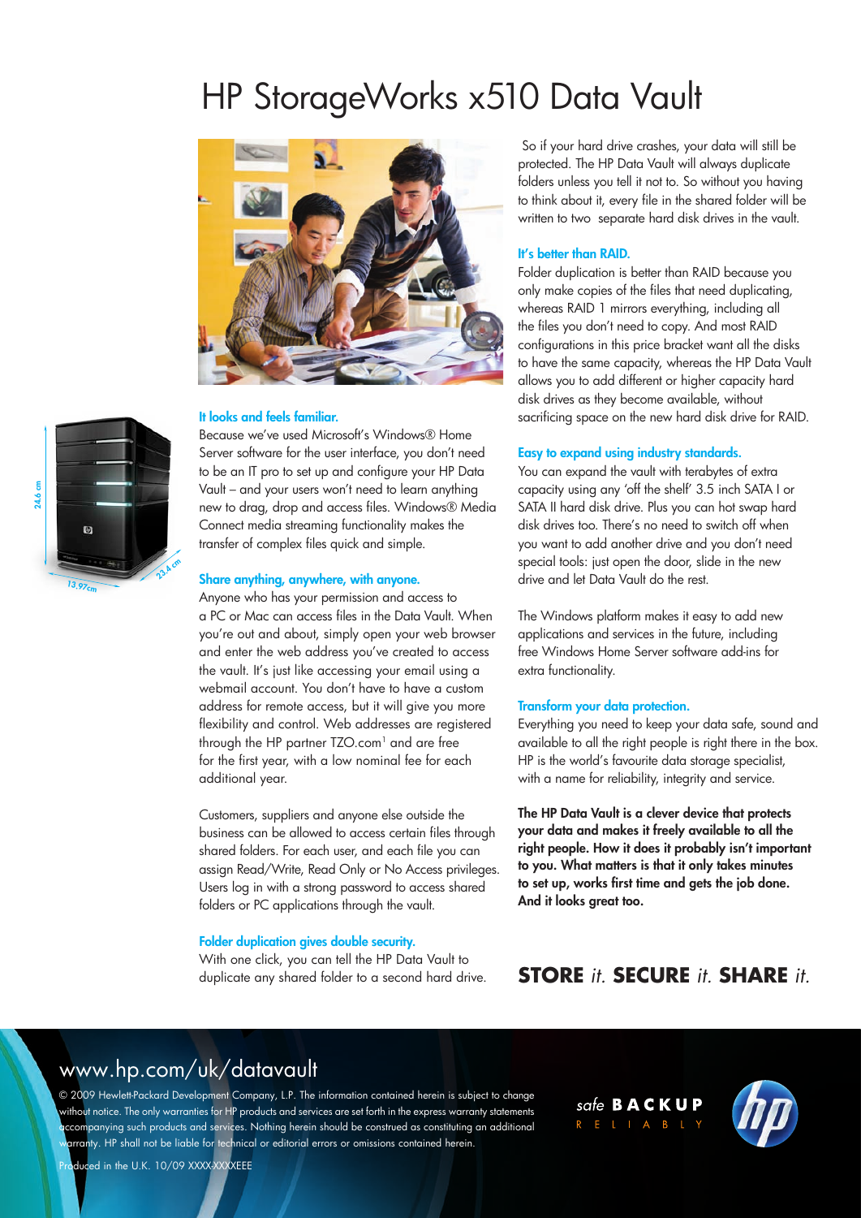# HP StorageWorks x510 Data Vault

24.6 cm

13.97cm

23.4 cm

### It looks and feels familiar.

Because we've used Microsoft's Windows® Home Server software for the user interface, you don't need to be an IT pro to set up and configure your HP Data Vault – and your users won't need to learn anything new to drag, drop and access files. Windows® Media Connect media streaming functionality makes the transfer of complex files quick and simple.

### Share anything, anywhere, with anyone.

Anyone who has your permission and access to a PC or Mac can access files in the Data Vault. When you're out and about, simply open your web browser and enter the web address you've created to access the vault. It's just like accessing your email using a webmail account. You don't have to have a custom address for remote access, but it will give you more flexibility and control. Web addresses are registered through the HP partner TZO.com[1] and are free for the first year, with a low nominal fee for each additional year.

Customers, suppliers and anyone else outside the business can be allowed to access certain files through shared folders. For each user, and each file you can assign Read/Write, Read Only or No Access privileges. Users log in with a strong password to access shared folders or PC applications through the vault.

### Folder duplication gives double security.

With one click, you can tell the HP Data Vault to duplicate any shared folder to a second hard drive. So if your hard drive crashes, your data will still be protected. The HP Data Vault will always duplicate folders unless you tell it not to. So without you having to think about it, every file in the shared folder will be written to two separate hard disk drives in the vault.

### It's better than RAID.

Folder duplication is better than RAID because you only make copies of the files that need duplicating, whereas RAID 1 mirrors everything, including all the files you don't need to copy. And most RAID configurations in this price bracket want all the disks to have the same capacity, whereas the HP Data Vault allows you to add different or higher capacity hard disk drives as they become available, without sacrificing space on the new hard disk drive for RAID.

### Easy to expand using industry standards.

You can expand the vault with terabytes of extra capacity using any 'off the shelf' 3.5 inch SATA I or SATA II hard disk drive. Plus you can hot swap hard disk drives too. There's no need to switch off when you want to add another drive and you don't need special tools: just open the door, slide in the new drive and let Data Vault do the rest.

The Windows platform makes it easy to add new applications and services in the future, including free Windows Home Server software add-ins for extra functionality.

### Transform your data protection.

Everything you need to keep your data safe, sound and available to all the right people is right there in the box. HP is the world's favourite data storage specialist, with a name for reliability, integrity and service.

**The HP Data Vault is a clever device that protects your data and makes it freely available to all the right people. How it does it probably isn't important to you. What matters is that it only takes minutes to set up, works first time and gets the job done. And it looks great too.**

**STORE** *it.* **SECURE** *it.* **SHARE** *it.*

www.hp.com/uk/datavault

© 2009 Hewlett-Packard Development Company, L.P. The information contained herein is subject to change without notice. The only warranties for HP products and services are set forth in the express warranty statements accompanying such products and services. Nothing herein should be construed as constituting an additional warranty. HP shall not be liable for technical or editorial errors or omissions contained herein.

Produced in the U.K. 10/09 XXXX-XXXXEEE

*safe* **BACKUP**
RELIABLY